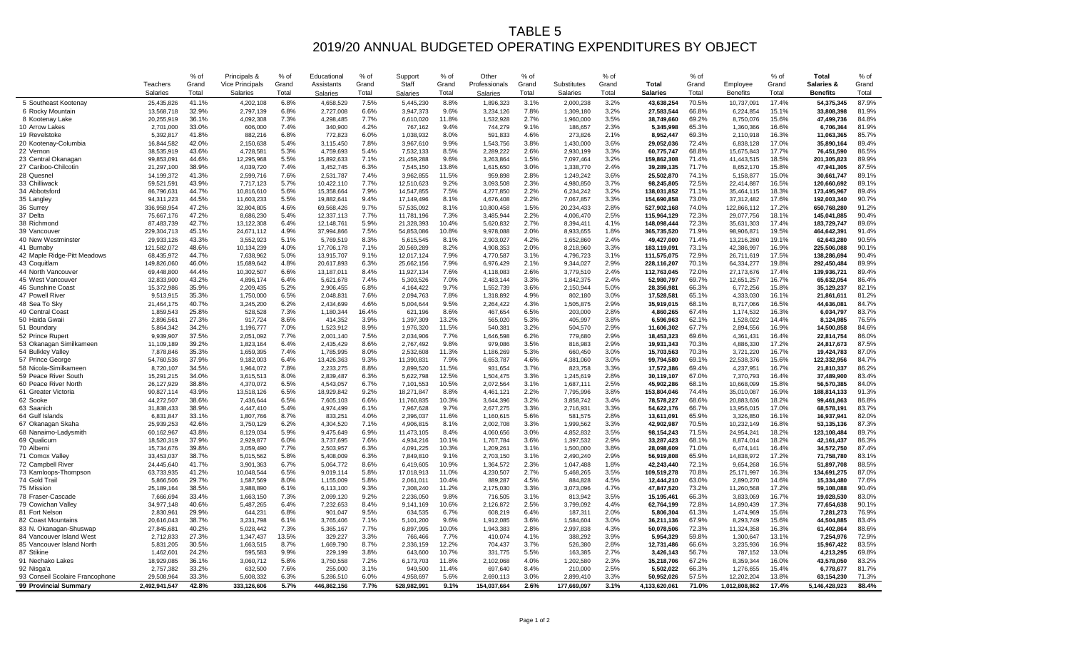# TABLE 5

## 2019/20 ANNUAL BUDGETED OPERATING EXPENDITURES BY OBJECT

| | Teachers Salaries | % of Grand Total | Principals & Vice Principals Salaries | % of Grand Total | Educational Assistants Salaries | % of Grand Total | Support Staff Salaries | % of Grand Total | Other Professionals Salaries | % of Grand Total | Substitutes Salaries | % of Grand Total | Total Salaries | % of Grand Total | Employee Benefits | % of Grand Total | Total Salaries & Benefits | % of Grand Total |
|---|---|---|---|---|---|---|---|---|---|---|---|---|---|---|---|---|---|---|
| 5 Southeast Kootenay | 25,435,826 | 41.1% | 4,202,108 | 6.8% | 4,658,529 | 7.5% | 5,445,230 | 8.8% | 1,896,323 | 3.1% | 2,000,238 | 3.2% | **43,638,254** | 70.5% | 10,737,091 | 17.4% | **54,375,345** | 87.9% |
| 6 Rocky Mountain | 13,568,718 | 32.9% | 2,797,139 | 6.8% | 2,727,008 | 6.6% | 3,947,373 | 9.6% | 3,234,126 | 7.8% | 1,309,180 | 3.2% | **27,583,544** | 66.8% | 6,224,854 | 15.1% | **33,808,398** | 81.9% |
| 8 Kootenay Lake | 20,255,919 | 36.1% | 4,092,308 | 7.3% | 4,298,485 | 7.7% | 6,610,020 | 11.8% | 1,532,928 | 2.7% | 1,960,000 | 3.5% | **38,749,660** | 69.2% | 8,750,076 | 15.6% | **47,499,736** | 84.8% |
| 10 Arrow Lakes | 2,701,000 | 33.0% | 606,000 | 7.4% | 340,900 | 4.2% | 767,162 | 9.4% | 744,279 | 9.1% | 186,657 | 2.3% | **5,345,998** | 65.3% | 1,360,366 | 16.6% | **6,706,364** | 81.9% |
| 19 Revelstoke | 5,392,817 | 41.8% | 882,216 | 6.8% | 772,823 | 6.0% | 1,038,932 | 8.0% | 591,833 | 4.6% | 273,826 | 2.1% | **8,952,447** | 69.3% | 2,110,918 | 16.3% | **11,063,365** | 85.7% |
| 20 Kootenay-Columbia | 16,844,582 | 42.0% | 2,150,638 | 5.4% | 3,115,450 | 7.8% | 3,967,610 | 9.9% | 1,543,756 | 3.8% | 1,430,000 | 3.6% | **29,052,036** | 72.4% | 6,838,128 | 17.0% | **35,890,164** | 89.4% |
| 22 Vernon | 38,535,919 | 43.6% | 4,728,581 | 5.3% | 4,759,693 | 5.4% | 7,532,133 | 8.5% | 2,289,222 | 2.6% | 2,930,199 | 3.3% | **60,775,747** | 68.8% | 15,675,843 | 17.7% | **76,451,590** | 86.5% |
| 23 Central Okanagan | 99,853,091 | 44.6% | 12,295,968 | 5.5% | 15,892,633 | 7.1% | 21,459,288 | 9.6% | 3,263,864 | 1.5% | 7,097,464 | 3.2% | **159,862,308** | 71.4% | 41,443,515 | 18.5% | **201,305,823** | 89.9% |
| 27 Cariboo-Chilcotin | 21,297,100 | 38.9% | 4,039,720 | 7.4% | 3,452,745 | 6.3% | 7,545,150 | 13.8% | 1,615,650 | 3.0% | 1,338,770 | 2.4% | **39,289,135** | 71.7% | 8,652,170 | 15.8% | **47,941,305** | 87.5% |
| 28 Quesnel | 14,199,372 | 41.3% | 2,599,716 | 7.6% | 2,531,787 | 7.4% | 3,962,855 | 11.5% | 959,898 | 2.8% | 1,249,242 | 3.6% | **25,502,870** | 74.1% | 5,158,877 | 15.0% | **30,661,747** | 89.1% |
| 33 Chilliwack | 59,521,591 | 43.9% | 7,717,123 | 5.7% | 10,422,110 | 7.7% | 12,510,623 | 9.2% | 3,093,508 | 2.3% | 4,980,850 | 3.7% | **98,245,805** | 72.5% | 22,414,887 | 16.5% | **120,660,692** | 89.1% |
| 34 Abbotsford | 86,796,631 | 44.7% | 10,816,610 | 5.6% | 15,358,664 | 7.9% | 14,547,855 | 7.5% | 4,277,850 | 2.2% | 6,234,242 | 3.2% | **138,031,852** | 71.1% | 35,464,115 | 18.3% | **173,495,967** | 89.4% |
| 35 Langley | 94,311,223 | 44.5% | 11,603,233 | 5.5% | 19,882,641 | 9.4% | 17,149,496 | 8.1% | 4,676,408 | 2.2% | 7,067,857 | 3.3% | **154,690,858** | 73.0% | 37,312,482 | 17.6% | **192,003,340** | 90.7% |
| 36 Surrey | 336,958,954 | 47.2% | 32,804,805 | 4.6% | 69,568,426 | 9.7% | 57,535,092 | 8.1% | 10,800,458 | 1.5% | 20,234,433 | 2.8% | **527,902,168** | 74.0% | 122,866,112 | 17.2% | **650,768,280** | 91.2% |
| 37 Delta | 75,667,176 | 47.2% | 8,686,230 | 5.4% | 12,337,113 | 7.7% | 11,781,196 | 7.3% | 3,485,944 | 2.2% | 4,006,470 | 2.5% | **115,964,129** | 72.3% | 29,077,756 | 18.1% | **145,041,885** | 90.4% |
| 38 Richmond | 87,483,739 | 42.7% | 13,122,308 | 6.4% | 12,148,761 | 5.9% | 21,328,393 | 10.4% | 5,620,832 | 2.7% | 8,394,411 | 4.1% | **148,098,444** | 72.3% | 35,631,303 | 17.4% | **183,729,747** | 89.6% |
| 39 Vancouver | 229,304,713 | 45.1% | 24,671,112 | 4.9% | 37,994,866 | 7.5% | 54,853,086 | 10.8% | 9,978,088 | 2.0% | 8,933,655 | 1.8% | **365,735,520** | 71.9% | 98,906,871 | 19.5% | **464,642,391** | 91.4% |
| 40 New Westminster | 29,933,126 | 43.3% | 3,552,923 | 5.1% | 5,769,519 | 8.3% | 5,615,545 | 8.1% | 2,903,027 | 4.2% | 1,652,860 | 2.4% | **49,427,000** | 71.4% | 13,216,280 | 19.1% | **62,643,280** | 90.5% |
| 41 Burnaby | 121,582,072 | 48.6% | 10,134,239 | 4.0% | 17,706,178 | 7.1% | 20,569,289 | 8.2% | 4,908,353 | 2.0% | 8,218,960 | 3.3% | **183,119,091** | 73.1% | 42,386,997 | 16.9% | **225,506,088** | 90.1% |
| 42 Maple Ridge-Pitt Meadows | 68,435,972 | 44.7% | 7,638,962 | 5.0% | 13,915,707 | 9.1% | 12,017,124 | 7.9% | 4,770,587 | 3.1% | 4,796,723 | 3.1% | **111,575,075** | 72.9% | 26,711,619 | 17.5% | **138,286,694** | 90.4% |
| 43 Coquitlam | 149,826,060 | 46.0% | 15,689,642 | 4.8% | 20,617,893 | 6.3% | 25,662,156 | 7.9% | 6,976,429 | 2.1% | 9,344,027 | 2.9% | **228,116,207** | 70.1% | 64,334,277 | 19.8% | **292,450,484** | 89.9% |
| 44 North Vancouver | 69,448,800 | 44.4% | 10,302,507 | 6.6% | 13,187,011 | 8.4% | 11,927,134 | 7.6% | 4,118,083 | 2.6% | 3,779,510 | 2.4% | **112,763,045** | 72.0% | 27,173,676 | 17.4% | **139,936,721** | 89.4% |
| 45 West Vancouver | 32,833,900 | 43.2% | 4,896,174 | 6.4% | 5,621,678 | 7.4% | 5,303,526 | 7.0% | 2,483,144 | 3.3% | 1,842,375 | 2.4% | **52,980,797** | 69.7% | 12,651,257 | 16.7% | **65,632,054** | 86.4% |
| 46 Sunshine Coast | 15,372,986 | 35.9% | 2,209,435 | 5.2% | 2,906,455 | 6.8% | 4,164,422 | 9.7% | 1,552,739 | 3.6% | 2,150,944 | 5.0% | **28,356,981** | 66.3% | 6,772,256 | 15.8% | **35,129,237** | 82.1% |
| 47 Powell River | 9,513,915 | 35.3% | 1,750,000 | 6.5% | 2,048,831 | 7.6% | 2,094,763 | 7.8% | 1,318,892 | 4.9% | 802,180 | 3.0% | **17,528,581** | 65.1% | 4,333,030 | 16.1% | **21,861,611** | 81.2% |
| 48 Sea To Sky | 21,464,175 | 40.7% | 3,245,200 | 6.2% | 2,434,699 | 4.6% | 5,004,644 | 9.5% | 2,264,422 | 4.3% | 1,505,875 | 2.9% | **35,919,015** | 68.1% | 8,717,066 | 16.5% | **44,636,081** | 84.7% |
| 49 Central Coast | 1,859,543 | 25.8% | 528,528 | 7.3% | 1,180,344 | 16.4% | 621,196 | 8.6% | 467,654 | 6.5% | 203,000 | 2.8% | **4,860,265** | 67.4% | 1,174,532 | 16.3% | **6,034,797** | 83.7% |
| 50 Haida Gwaii | 2,896,561 | 27.3% | 917,724 | 8.6% | 414,352 | 3.9% | 1,397,309 | 13.2% | 565,020 | 5.3% | 405,997 | 3.8% | **6,596,963** | 62.1% | 1,528,022 | 14.4% | **8,124,985** | 76.5% |
| 51 Boundary | 5,864,342 | 34.2% | 1,196,777 | 7.0% | 1,523,912 | 8.9% | 1,976,320 | 11.5% | 540,381 | 3.2% | 504,570 | 2.9% | **11,606,302** | 67.7% | 2,894,556 | 16.9% | **14,500,858** | 84.6% |
| 52 Prince Rupert | 9,939,907 | 37.5% | 2,051,092 | 7.7% | 2,001,140 | 7.5% | 2,034,906 | 7.7% | 1,646,598 | 6.2% | 779,680 | 2.9% | **18,453,323** | 69.6% | 4,361,431 | 16.4% | **22,814,754** | 86.0% |
| 53 Okanagan Similkameen | 11,109,189 | 39.2% | 1,823,164 | 6.4% | 2,435,429 | 8.6% | 2,767,492 | 9.8% | 979,086 | 3.5% | 816,983 | 2.9% | **19,931,343** | 70.3% | 4,886,330 | 17.2% | **24,817,673** | 87.5% |
| 54 Bulkley Valley | 7,878,846 | 35.3% | 1,659,395 | 7.4% | 1,785,995 | 8.0% | 2,532,608 | 11.3% | 1,186,269 | 5.3% | 660,450 | 3.0% | **15,703,563** | 70.3% | 3,721,220 | 16.7% | **19,424,783** | 87.0% |
| 57 Prince George | 54,760,536 | 37.9% | 9,182,003 | 6.4% | 13,426,363 | 9.3% | 11,390,831 | 7.9% | 6,653,787 | 4.6% | 4,381,060 | 3.0% | **99,794,580** | 69.1% | 22,538,376 | 15.6% | **122,332,956** | 84.7% |
| 58 Nicola-Similkameen | 8,720,107 | 34.5% | 1,964,072 | 7.8% | 2,233,275 | 8.8% | 2,899,520 | 11.5% | 931,654 | 3.7% | 823,758 | 3.3% | **17,572,386** | 69.4% | 4,237,951 | 16.7% | **21,810,337** | 86.2% |
| 59 Peace River South | 15,291,215 | 34.0% | 3,615,513 | 8.0% | 2,839,487 | 6.3% | 5,622,798 | 12.5% | 1,504,475 | 3.3% | 1,245,619 | 2.8% | **30,119,107** | 67.0% | 7,370,793 | 16.4% | **37,489,900** | 83.4% |
| 60 Peace River North | 26,127,929 | 38.8% | 4,370,072 | 6.5% | 4,543,057 | 6.7% | 7,101,553 | 10.5% | 2,072,564 | 3.1% | 1,687,111 | 2.5% | **45,902,286** | 68.1% | 10,668,099 | 15.8% | **56,570,385** | 84.0% |
| 61 Greater Victoria | 90,827,114 | 43.9% | 13,518,126 | 6.5% | 18,929,842 | 9.2% | 18,271,847 | 8.8% | 4,461,121 | 2.2% | 7,795,996 | 3.8% | **153,804,046** | 74.4% | 35,010,087 | 16.9% | **188,814,133** | 91.3% |
| 62 Sooke | 44,272,507 | 38.6% | 7,436,644 | 6.5% | 7,605,103 | 6.6% | 11,760,835 | 10.3% | 3,644,396 | 3.2% | 3,858,742 | 3.4% | **78,578,227** | 68.6% | 20,883,636 | 18.2% | **99,461,863** | 86.8% |
| 63 Saanich | 31,838,433 | 38.9% | 4,447,410 | 5.4% | 4,974,499 | 6.1% | 7,967,628 | 9.7% | 2,677,275 | 3.3% | 2,716,931 | 3.3% | **54,622,176** | 66.7% | 13,956,015 | 17.0% | **68,578,191** | 83.7% |
| 64 Gulf Islands | 6,831,847 | 33.1% | 1,807,766 | 8.7% | 833,251 | 4.0% | 2,396,037 | 11.6% | 1,160,615 | 5.6% | 581,575 | 2.8% | **13,611,091** | 65.9% | 3,326,850 | 16.1% | **16,937,941** | 82.0% |
| 67 Okanagan Skaha | 25,939,253 | 42.6% | 3,750,129 | 6.2% | 4,304,520 | 7.1% | 4,906,815 | 8.1% | 2,002,708 | 3.3% | 1,999,562 | 3.3% | **42,902,987** | 70.5% | 10,232,149 | 16.8% | **53,135,136** | 87.3% |
| 68 Nanaimo-Ladysmith | 60,162,967 | 43.8% | 8,129,034 | 5.9% | 9,475,649 | 6.9% | 11,473,105 | 8.4% | 4,060,656 | 3.0% | 4,852,832 | 3.5% | **98,154,243** | 71.5% | 24,954,241 | 18.2% | **123,108,484** | 89.7% |
| 69 Qualicum | 18,520,319 | 37.9% | 2,929,877 | 6.0% | 3,737,695 | 7.6% | 4,934,216 | 10.1% | 1,767,784 | 3.6% | 1,397,532 | 2.9% | **33,287,423** | 68.1% | 8,874,014 | 18.2% | **42,161,437** | 86.3% |
| 70 Alberni | 15,734,676 | 39.8% | 3,059,490 | 7.7% | 2,503,957 | 6.3% | 4,091,225 | 10.3% | 1,209,261 | 3.1% | 1,500,000 | 3.8% | **28,098,609** | 71.0% | 6,474,141 | 16.4% | **34,572,750** | 87.4% |
| 71 Comox Valley | 33,453,037 | 38.7% | 5,015,562 | 5.8% | 5,408,009 | 6.3% | 7,849,810 | 9.1% | 2,703,150 | 3.1% | 2,490,240 | 2.9% | **56,919,808** | 65.9% | 14,838,972 | 17.2% | **71,758,780** | 83.1% |
| 72 Campbell River | 24,445,640 | 41.7% | 3,901,363 | 6.7% | 5,064,772 | 8.6% | 6,419,605 | 10.9% | 1,364,572 | 2.3% | 1,047,488 | 1.8% | **42,243,440** | 72.1% | 9,654,268 | 16.5% | **51,897,708** | 88.5% |
| 73 Kamloops-Thompson | 63,733,935 | 41.2% | 10,048,544 | 6.5% | 9,019,114 | 5.8% | 17,018,913 | 11.0% | 4,230,507 | 2.7% | 5,468,265 | 3.5% | **109,519,278** | 70.8% | 25,171,997 | 16.3% | **134,691,275** | 87.0% |
| 74 Gold Trail | 5,866,506 | 29.7% | 1,587,569 | 8.0% | 1,155,009 | 5.8% | 2,061,011 | 10.4% | 889,287 | 4.5% | 884,828 | 4.5% | **12,444,210** | 63.0% | 2,890,270 | 14.6% | **15,334,480** | 77.6% |
| 75 Mission | 25,189,164 | 38.5% | 3,988,890 | 6.1% | 6,113,100 | 9.3% | 7,308,240 | 11.2% | 2,175,030 | 3.3% | 3,073,096 | 4.7% | **47,847,520** | 73.2% | 11,260,568 | 17.2% | **59,108,088** | 90.4% |
| 78 Fraser-Cascade | 7,666,694 | 33.4% | 1,663,150 | 7.3% | 2,099,120 | 9.2% | 2,236,050 | 9.8% | 716,505 | 3.1% | 813,942 | 3.5% | **15,195,461** | 66.3% | 3,833,069 | 16.7% | **19,028,530** | 83.0% |
| 79 Cowichan Valley | 34,977,148 | 40.6% | 5,487,265 | 6.4% | 7,232,653 | 8.4% | 9,141,169 | 10.6% | 2,126,872 | 2.5% | 3,799,092 | 4.4% | **62,764,199** | 72.8% | 14,890,439 | 17.3% | **77,654,638** | 90.1% |
| 81 Fort Nelson | 2,830,961 | 29.9% | 644,231 | 6.8% | 901,047 | 9.5% | 634,535 | 6.7% | 608,219 | 6.4% | 187,311 | 2.0% | **5,806,304** | 61.3% | 1,474,969 | 15.6% | **7,281,273** | 76.9% |
| 82 Coast Mountains | 20,616,043 | 38.7% | 3,231,798 | 6.1% | 3,765,406 | 7.1% | 5,101,200 | 9.6% | 1,912,085 | 3.6% | 1,584,604 | 3.0% | **36,211,136** | 67.9% | 8,293,749 | 15.6% | **44,504,885** | 83.4% |
| 83 N. Okanagan-Shuswap | 27,845,681 | 40.2% | 5,028,442 | 7.3% | 5,365,167 | 7.7% | 6,897,995 | 10.0% | 1,943,383 | 2.8% | 2,997,838 | 4.3% | **50,078,506** | 72.3% | 11,324,358 | 16.3% | **61,402,864** | 88.6% |
| 84 Vancouver Island West | 2,712,833 | 27.3% | 1,347,437 | 13.5% | 329,227 | 3.3% | 766,466 | 7.7% | 410,074 | 4.1% | 388,292 | 3.9% | **5,954,329** | 59.8% | 1,300,647 | 13.1% | **7,254,976** | 72.9% |
| 85 Vancouver Island North | 5,831,205 | 30.5% | 1,663,515 | 8.7% | 1,669,790 | 8.7% | 2,336,159 | 12.2% | 704,437 | 3.7% | 526,380 | 2.8% | **12,731,486** | 66.6% | 3,235,936 | 16.9% | **15,967,422** | 83.5% |
| 87 Stikine | 1,462,601 | 24.2% | 595,583 | 9.9% | 229,199 | 3.8% | 643,600 | 10.7% | 331,775 | 5.5% | 163,385 | 2.7% | **3,426,143** | 56.7% | 787,152 | 13.0% | **4,213,295** | 69.8% |
| 91 Nechako Lakes | 18,929,085 | 36.1% | 3,060,712 | 5.8% | 3,750,558 | 7.2% | 6,173,703 | 11.8% | 2,102,068 | 4.0% | 1,202,580 | 2.3% | **35,218,706** | 67.2% | 8,359,344 | 16.0% | **43,578,050** | 83.2% |
| 92 Nisga'a | 2,757,382 | 33.2% | 632,500 | 7.6% | 255,000 | 3.1% | 949,500 | 11.4% | 697,640 | 8.4% | 210,000 | 2.5% | **5,502,022** | 66.3% | 1,276,655 | 15.4% | **6,778,677** | 81.7% |
| 93 Conseil Scolaire Francophone | 29,508,964 | 33.3% | 5,608,332 | 6.3% | 5,286,510 | 6.0% | 4,958,697 | 5.6% | 2,690,113 | 3.0% | 2,899,410 | 3.3% | **50,952,026** | 57.5% | 12,202,204 | 13.8% | **63,154,230** | 71.3% |
| **99 Provincial Summary** | **2,492,941,547** | **42.8%** | **333,126,606** | **5.7%** | **446,862,156** | **7.7%** | **528,982,991** | **9.1%** | **154,037,664** | **2.6%** | **177,669,097** | **3.1%** | **4,133,620,061** | **71.0%** | **1,012,808,862** | **17.4%** | **5,146,428,923** | **88.4%** |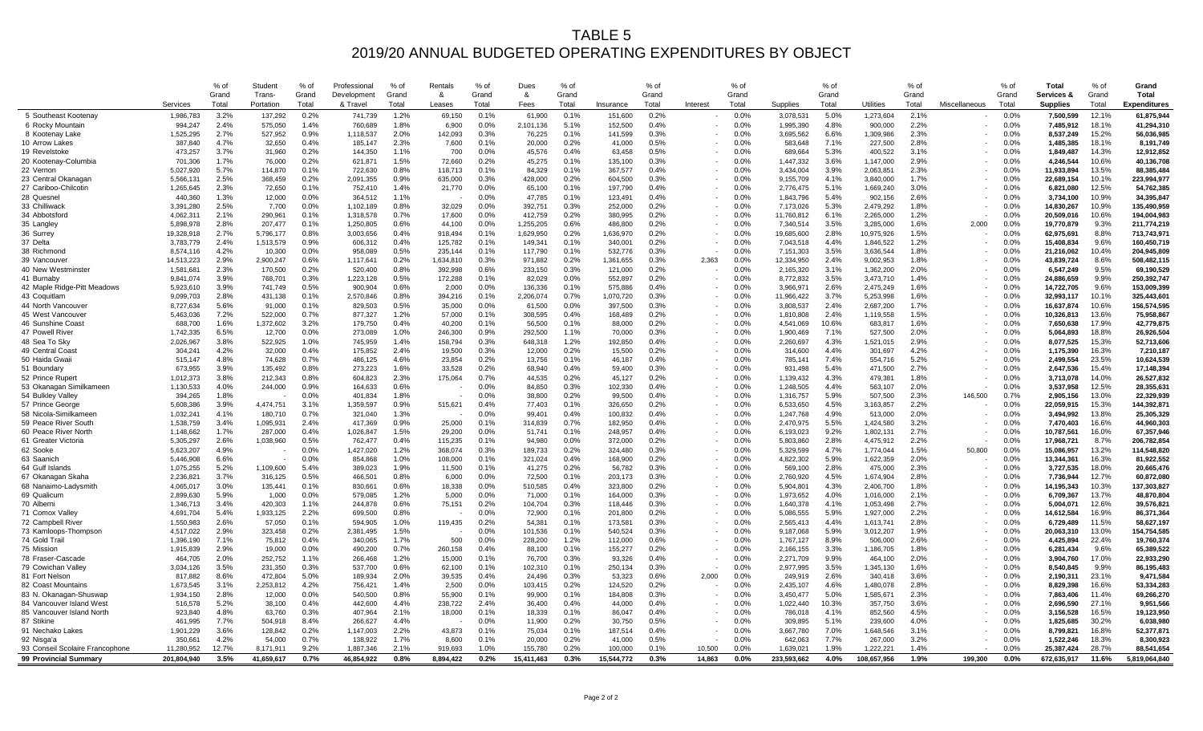# TABLE 5
## 2019/20 ANNUAL BUDGETED OPERATING EXPENDITURES BY OBJECT

| | Services | % of Grand Total | Student Trans-Portation | % of Grand Total | Professional Development & Travel | % of Grand Total | Rentals & Leases | % of Grand Total | Dues & Fees | % of Grand Total | Insurance | % of Grand Total | Interest | % of Grand Total | Supplies | % of Grand Total | Utilities | % of Grand Total | Miscellaneous | % of Grand Total | Total Services & Supplies | % of Grand Total | Grand Total Expenditures |
|---|---|---|---|---|---|---|---|---|---|---|---|---|---|---|---|---|---|---|---|---|---|---|---|
| 5 Southeast Kootenay | 1,986,783 | 3.2% | 137,292 | 0.2% | 741,739 | 1.2% | 69,150 | 0.1% | 61,900 | 0.1% | 151,600 | 0.2% | - | 0.0% | 3,078,531 | 5.0% | 1,273,604 | 2.1% | - | 0.0% | 7,500,599 | 12.1% | 61,875,944 |
| 6 Rocky Mountain | 994,247 | 2.4% | 575,050 | 1.4% | 760,689 | 1.8% | 6,900 | 0.0% | 2,101,136 | 5.1% | 152,500 | 0.4% | - | 0.0% | 1,995,390 | 4.8% | 900,000 | 2.2% | - | 0.0% | 7,485,912 | 18.1% | 41,294,310 |
| 8 Kootenay Lake | 1,525,295 | 2.7% | 527,952 | 0.9% | 1,118,537 | 2.0% | 142,093 | 0.3% | 76,225 | 0.1% | 141,599 | 0.3% | - | 0.0% | 3,695,562 | 6.6% | 1,309,986 | 2.3% | - | 0.0% | 8,537,249 | 15.2% | 56,036,985 |
| 10 Arrow Lakes | 387,840 | 4.7% | 32,650 | 0.4% | 185,147 | 2.3% | 7,600 | 0.1% | 20,000 | 0.2% | 41,000 | 0.5% | - | 0.0% | 583,648 | 7.1% | 227,500 | 2.8% | - | 0.0% | 1,485,385 | 18.1% | 8,191,749 |
| 19 Revelstoke | 473,257 | 3.7% | 31,960 | 0.2% | 144,350 | 1.1% | 700 | 0.0% | 45,576 | 0.4% | 63,458 | 0.5% | - | 0.0% | 689,664 | 5.3% | 400,522 | 3.1% | - | 0.0% | 1,849,487 | 14.3% | 12,912,852 |
| 20 Kootenay-Columbia | 701,306 | 1.7% | 76,000 | 0.2% | 621,871 | 1.5% | 72,660 | 0.2% | 45,275 | 0.1% | 135,100 | 0.3% | - | 0.0% | 1,447,332 | 3.6% | 1,147,000 | 2.9% | - | 0.0% | 4,246,544 | 10.6% | 40,136,708 |
| 22 Vernon | 5,027,920 | 5.7% | 114,870 | 0.1% | 722,630 | 0.8% | 118,713 | 0.1% | 84,329 | 0.1% | 367,577 | 0.4% | - | 0.0% | 3,434,004 | 3.9% | 2,063,851 | 2.3% | - | 0.0% | 11,933,894 | 13.5% | 88,385,484 |
| 23 Central Okanagan | 5,566,131 | 2.5% | 368,459 | 0.2% | 2,091,355 | 0.9% | 635,000 | 0.3% | 428,000 | 0.2% | 604,500 | 0.3% | - | 0.0% | 9,155,709 | 4.1% | 3,840,000 | 1.7% | - | 0.0% | 22,689,154 | 10.1% | 223,994,977 |
| 27 Cariboo-Chilcotin | 1,265,645 | 2.3% | 72,650 | 0.1% | 752,410 | 1.4% | 21,770 | 0.0% | 65,100 | 0.1% | 197,790 | 0.4% | - | 0.0% | 2,776,475 | 5.1% | 1,669,240 | 3.0% | - | 0.0% | 6,821,080 | 12.5% | 54,762,385 |
| 28 Quesnel | 440,360 | 1.3% | 12,000 | 0.0% | 364,512 | 1.1% | - | 0.0% | 47,785 | 0.1% | 123,491 | 0.4% | - | 0.0% | 1,843,796 | 5.4% | 902,156 | 2.6% | - | 0.0% | 3,734,100 | 10.9% | 34,395,847 |
| 33 Chilliwack | 3,391,280 | 2.5% | 7,700 | 0.0% | 1,102,189 | 0.8% | 32,029 | 0.0% | 392,751 | 0.3% | 252,000 | 0.2% | - | 0.0% | 7,173,026 | 5.3% | 2,479,292 | 1.8% | - | 0.0% | 14,830,267 | 10.9% | 135,490,959 |
| 34 Abbotsford | 4,062,311 | 2.1% | 290,961 | 0.1% | 1,318,578 | 0.7% | 17,600 | 0.0% | 412,759 | 0.2% | 380,995 | 0.2% | - | 0.0% | 11,760,812 | 6.1% | 2,265,000 | 1.2% | - | 0.0% | 20,509,016 | 10.6% | 194,004,983 |
| 35 Langley | 5,898,978 | 2.8% | 207,477 | 0.1% | 1,250,805 | 0.6% | 44,100 | 0.0% | 1,255,205 | 0.6% | 486,800 | 0.2% | - | 0.0% | 7,340,514 | 3.5% | 3,285,000 | 1.6% | 2,000 | 0.0% | 19,770,879 | 9.3% | 211,774,219 |
| 36 Surrey | 19,328,918 | 2.7% | 5,796,177 | 0.8% | 3,003,656 | 0.4% | 918,494 | 0.1% | 1,629,950 | 0.2% | 1,636,970 | 0.2% | - | 0.0% | 19,685,600 | 2.8% | 10,975,926 | 1.5% | - | 0.0% | 62,975,691 | 8.8% | 713,743,971 |
| 37 Delta | 3,783,779 | 2.4% | 1,513,579 | 0.9% | 606,312 | 0.4% | 125,782 | 0.1% | 149,341 | 0.1% | 340,001 | 0.2% | - | 0.0% | 7,043,518 | 4.4% | 1,846,522 | 1.2% | - | 0.0% | 15,408,834 | 9.6% | 160,450,719 |
| 38 Richmond | 8,574,116 | 4.2% | 10,300 | 0.0% | 958,089 | 0.5% | 235,144 | 0.1% | 117,790 | 0.1% | 532,776 | 0.3% | - | 0.0% | 7,151,303 | 3.5% | 3,636,544 | 1.8% | - | 0.0% | 21,216,062 | 10.4% | 204,945,809 |
| 39 Vancouver | 14,513,223 | 2.9% | 2,900,247 | 0.6% | 1,117,641 | 0.2% | 1,634,810 | 0.3% | 971,882 | 0.2% | 1,361,655 | 0.3% | 2,363 | 0.0% | 12,334,950 | 2.4% | 9,002,953 | 1.8% | - | 0.0% | 43,839,724 | 8.6% | 508,482,115 |
| 40 New Westminster | 1,581,681 | 2.3% | 170,500 | 0.2% | 520,400 | 0.8% | 392,998 | 0.6% | 233,150 | 0.3% | 121,000 | 0.2% | - | 0.0% | 2,165,320 | 3.1% | 1,362,200 | 2.0% | - | 0.0% | 6,547,249 | 9.5% | 69,190,529 |
| 41 Burnaby | 9,841,074 | 3.9% | 768,701 | 0.3% | 1,223,128 | 0.5% | 172,288 | 0.1% | 82,029 | 0.0% | 552,897 | 0.2% | - | 0.0% | 8,772,832 | 3.5% | 3,473,710 | 1.4% | - | 0.0% | 24,886,659 | 9.9% | 250,392,747 |
| 42 Maple Ridge-Pitt Meadows | 5,923,610 | 3.9% | 741,749 | 0.5% | 900,904 | 0.6% | 2,000 | 0.0% | 136,336 | 0.1% | 575,886 | 0.4% | - | 0.0% | 3,966,971 | 2.6% | 2,475,249 | 1.6% | - | 0.0% | 14,722,705 | 9.6% | 153,009,399 |
| 43 Coquitlam | 9,099,703 | 2.8% | 431,138 | 0.1% | 2,570,846 | 0.8% | 394,216 | 0.1% | 2,206,074 | 0.7% | 1,070,720 | 0.3% | - | 0.0% | 11,966,422 | 3.7% | 5,253,998 | 1.6% | - | 0.0% | 32,993,117 | 10.1% | 325,443,601 |
| 44 North Vancouver | 8,727,634 | 5.6% | 91,000 | 0.1% | 829,503 | 0.5% | 35,000 | 0.0% | 61,500 | 0.0% | 397,500 | 0.3% | - | 0.0% | 3,808,537 | 2.4% | 2,687,200 | 1.7% | - | 0.0% | 16,637,874 | 10.6% | 156,574,595 |
| 45 West Vancouver | 5,463,036 | 7.2% | 522,000 | 0.7% | 877,327 | 1.2% | 57,000 | 0.1% | 308,595 | 0.4% | 168,489 | 0.2% | - | 0.0% | 1,810,808 | 2.4% | 1,119,558 | 1.5% | - | 0.0% | 10,326,813 | 13.6% | 75,958,867 |
| 46 Sunshine Coast | 688,700 | 1.6% | 1,372,602 | 3.2% | 179,750 | 0.4% | 40,200 | 0.1% | 56,500 | 0.1% | 88,000 | 0.2% | - | 0.0% | 4,541,069 | 10.6% | 683,817 | 1.6% | - | 0.0% | 7,650,638 | 17.9% | 42,779,875 |
| 47 Powell River | 1,742,335 | 6.5% | 12,700 | 0.0% | 273,089 | 1.0% | 246,300 | 0.9% | 292,500 | 1.1% | 70,000 | 0.3% | - | 0.0% | 1,900,469 | 7.1% | 527,500 | 2.0% | - | 0.0% | 5,064,893 | 18.8% | 26,926,504 |
| 48 Sea To Sky | 2,026,967 | 3.8% | 522,925 | 1.0% | 745,959 | 1.4% | 158,794 | 0.3% | 648,318 | 1.2% | 192,850 | 0.4% | - | 0.0% | 2,260,697 | 4.3% | 1,521,015 | 2.9% | - | 0.0% | 8,077,525 | 15.3% | 52,713,606 |
| 49 Central Coast | 304,241 | 4.2% | 32,000 | 0.4% | 175,852 | 2.4% | 19,500 | 0.3% | 12,000 | 0.2% | 15,500 | 0.2% | - | 0.0% | 314,600 | 4.4% | 301,697 | 4.2% | - | 0.0% | 1,175,390 | 16.3% | 7,210,187 |
| 50 Haida Gwaii | 515,147 | 4.8% | 74,628 | 0.7% | 486,125 | 4.6% | 23,854 | 0.2% | 13,756 | 0.1% | 46,187 | 0.4% | - | 0.0% | 785,141 | 7.4% | 554,716 | 5.2% | - | 0.0% | 2,499,554 | 23.5% | 10,624,539 |
| 51 Boundary | 673,955 | 3.9% | 135,492 | 0.8% | 273,223 | 1.6% | 33,528 | 0.2% | 68,940 | 0.4% | 59,400 | 0.3% | - | 0.0% | 931,498 | 5.4% | 471,500 | 2.7% | - | 0.0% | 2,647,536 | 15.4% | 17,148,394 |
| 52 Prince Rupert | 1,012,373 | 3.8% | 212,343 | 0.8% | 604,823 | 2.3% | 175,064 | 0.7% | 44,535 | 0.2% | 45,127 | 0.2% | - | 0.0% | 1,139,432 | 4.3% | 479,381 | 1.8% | - | 0.0% | 3,713,078 | 14.0% | 26,527,832 |
| 53 Okanagan Similkameen | 1,130,533 | 4.0% | 244,000 | 0.9% | 164,633 | 0.6% | - | 0.0% | 84,850 | 0.3% | 102,330 | 0.4% | - | 0.0% | 1,248,505 | 4.4% | 563,107 | 2.0% | - | 0.0% | 3,537,958 | 12.5% | 28,355,631 |
| 54 Bulkley Valley | 394,265 | 1.8% | - | 0.0% | 401,834 | 1.8% | - | 0.0% | 38,800 | 0.2% | 99,500 | 0.4% | - | 0.0% | 1,316,757 | 5.9% | 507,500 | 2.3% | 146,500 | 0.7% | 2,905,156 | 13.0% | 22,329,939 |
| 57 Prince George | 5,608,386 | 3.9% | 4,474,751 | 3.1% | 1,359,597 | 0.9% | 515,621 | 0.4% | 77,403 | 0.1% | 326,650 | 0.2% | - | 0.0% | 6,533,650 | 4.5% | 3,163,857 | 2.2% | - | 0.0% | 22,059,915 | 15.3% | 144,392,871 |
| 58 Nicola-Similkameen | 1,032,241 | 4.1% | 180,710 | 0.7% | 321,040 | 1.3% | - | 0.0% | 99,401 | 0.4% | 100,832 | 0.4% | - | 0.0% | 1,247,768 | 4.9% | 513,000 | 2.0% | - | 0.0% | 3,494,992 | 13.8% | 25,305,329 |
| 59 Peace River South | 1,538,759 | 3.4% | 1,095,931 | 2.4% | 417,369 | 0.9% | 25,000 | 0.1% | 314,839 | 0.7% | 182,950 | 0.4% | - | 0.0% | 2,470,975 | 5.5% | 1,424,580 | 3.2% | - | 0.0% | 7,470,403 | 16.6% | 44,960,303 |
| 60 Peace River North | 1,148,662 | 1.7% | 287,000 | 0.4% | 1,026,847 | 1.5% | 29,200 | 0.0% | 51,741 | 0.1% | 248,957 | 0.4% | - | 0.0% | 6,193,023 | 9.2% | 1,802,131 | 2.7% | - | 0.0% | 10,787,561 | 16.0% | 67,357,946 |
| 61 Greater Victoria | 5,305,297 | 2.6% | 1,038,960 | 0.5% | 762,477 | 0.4% | 115,235 | 0.1% | 94,980 | 0.0% | 372,000 | 0.2% | - | 0.0% | 5,803,860 | 2.8% | 4,475,912 | 2.2% | - | 0.0% | 17,968,721 | 8.7% | 206,782,854 |
| 62 Sooke | 5,623,207 | 4.9% | - | 0.0% | 1,427,020 | 1.2% | 368,074 | 0.3% | 189,733 | 0.2% | 324,480 | 0.3% | - | 0.0% | 5,329,599 | 4.7% | 1,774,044 | 1.5% | 50,800 | 0.0% | 15,086,957 | 13.2% | 114,548,820 |
| 63 Saanich | 5,446,908 | 6.6% | - | 0.0% | 854,868 | 1.0% | 108,000 | 0.1% | 321,024 | 0.4% | 168,900 | 0.2% | - | 0.0% | 4,822,302 | 5.9% | 1,622,359 | 2.0% | - | 0.0% | 13,344,361 | 16.3% | 81,922,552 |
| 64 Gulf Islands | 1,075,255 | 5.2% | 1,109,600 | 5.4% | 389,023 | 1.9% | 11,500 | 0.1% | 41,275 | 0.2% | 56,782 | 0.3% | - | 0.0% | 569,100 | 2.8% | 475,000 | 2.3% | - | 0.0% | 3,727,535 | 18.0% | 20,665,476 |
| 67 Okanagan Skaha | 2,236,821 | 3.7% | 316,125 | 0.5% | 466,501 | 0.8% | 6,000 | 0.0% | 72,500 | 0.1% | 203,173 | 0.3% | - | 0.0% | 2,760,920 | 4.5% | 1,674,904 | 2.8% | - | 0.0% | 7,736,944 | 12.7% | 60,872,080 |
| 68 Nanaimo-Ladysmith | 4,065,017 | 3.0% | 135,441 | 0.1% | 830,661 | 0.6% | 18,338 | 0.0% | 510,585 | 0.4% | 323,800 | 0.2% | - | 0.0% | 5,904,801 | 4.3% | 2,406,700 | 1.8% | - | 0.0% | 14,195,343 | 10.3% | 137,303,827 |
| 69 Qualicum | 2,899,630 | 5.9% | 1,000 | 0.0% | 579,085 | 1.2% | 5,000 | 0.0% | 71,000 | 0.1% | 164,000 | 0.3% | - | 0.0% | 1,973,652 | 4.0% | 1,016,000 | 2.1% | - | 0.0% | 6,709,367 | 13.7% | 48,870,804 |
| 70 Alberni | 1,346,713 | 3.4% | 420,303 | 1.1% | 244,878 | 0.6% | 75,151 | 0.2% | 104,704 | 0.3% | 118,446 | 0.3% | - | 0.0% | 1,640,378 | 4.1% | 1,053,498 | 2.7% | - | 0.0% | 5,004,071 | 12.6% | 39,576,821 |
| 71 Comox Valley | 4,691,704 | 5.4% | 1,933,125 | 2.2% | 699,500 | 0.8% | - | 0.0% | 72,900 | 0.1% | 201,800 | 0.2% | - | 0.0% | 5,086,555 | 5.9% | 1,927,000 | 2.2% | - | 0.0% | 14,612,584 | 16.9% | 86,371,364 |
| 72 Campbell River | 1,550,983 | 2.6% | 57,050 | 0.1% | 594,905 | 1.0% | 119,435 | 0.2% | 54,381 | 0.1% | 173,581 | 0.3% | - | 0.0% | 2,565,413 | 4.4% | 1,613,741 | 2.8% | - | 0.0% | 6,729,489 | 11.5% | 58,627,197 |
| 73 Kamloops-Thompson | 4,517,022 | 2.9% | 323,458 | 0.2% | 2,381,495 | 1.5% | - | 0.0% | 101,536 | 0.1% | 540,524 | 0.3% | - | 0.0% | 9,187,068 | 5.9% | 3,012,207 | 1.9% | - | 0.0% | 20,063,310 | 13.0% | 154,754,585 |
| 74 Gold Trail | 1,396,190 | 7.1% | 75,812 | 0.4% | 340,065 | 1.7% | 500 | 0.0% | 228,200 | 1.2% | 112,000 | 0.6% | - | 0.0% | 1,767,127 | 8.9% | 506,000 | 2.6% | - | 0.0% | 4,425,894 | 22.4% | 19,760,374 |
| 75 Mission | 1,915,839 | 2.9% | 19,000 | 0.0% | 490,200 | 0.7% | 260,158 | 0.4% | 88,100 | 0.1% | 155,277 | 0.2% | - | 0.0% | 2,166,155 | 3.3% | 1,186,705 | 1.8% | - | 0.0% | 6,281,434 | 9.6% | 65,389,522 |
| 78 Fraser-Cascade | 464,705 | 2.0% | 252,752 | 1.1% | 266,468 | 1.2% | 15,000 | 0.1% | 76,700 | 0.3% | 93,326 | 0.4% | - | 0.0% | 2,271,709 | 9.9% | 464,100 | 2.0% | - | 0.0% | 3,904,760 | 17.0% | 22,933,290 |
| 79 Cowichan Valley | 3,034,126 | 3.5% | 231,350 | 0.3% | 537,700 | 0.6% | 62,100 | 0.1% | 102,310 | 0.1% | 250,134 | 0.3% | - | 0.0% | 2,977,995 | 3.5% | 1,345,130 | 1.6% | - | 0.0% | 8,540,845 | 9.9% | 86,195,483 |
| 81 Fort Nelson | 817,882 | 8.6% | 472,804 | 5.0% | 189,934 | 2.0% | 39,535 | 0.4% | 24,496 | 0.3% | 53,323 | 0.6% | 2,000 | 0.0% | 249,919 | 2.6% | 340,418 | 3.6% | - | 0.0% | 2,190,311 | 23.1% | 9,471,584 |
| 82 Coast Mountains | 1,673,545 | 3.1% | 2,253,812 | 4.2% | 756,421 | 1.4% | 2,500 | 0.0% | 103,415 | 0.2% | 124,520 | 0.2% | - | 0.0% | 2,435,107 | 4.6% | 1,480,078 | 2.8% | - | 0.0% | 8,829,398 | 16.6% | 53,334,283 |
| 83 N. Okanagan-Shuswap | 1,934,150 | 2.8% | 12,000 | 0.0% | 540,500 | 0.8% | 55,900 | 0.1% | 99,900 | 0.1% | 184,808 | 0.3% | - | 0.0% | 3,450,477 | 5.0% | 1,585,671 | 2.3% | - | 0.0% | 7,863,406 | 11.4% | 69,266,270 |
| 84 Vancouver Island West | 516,578 | 5.2% | 38,100 | 0.4% | 442,600 | 4.4% | 238,722 | 2.4% | 36,400 | 0.4% | 44,000 | 0.4% | - | 0.0% | 1,022,440 | 10.3% | 357,750 | 3.6% | - | 0.0% | 2,696,590 | 27.1% | 9,951,566 |
| 85 Vancouver Island North | 923,840 | 4.8% | 63,760 | 0.3% | 407,964 | 2.1% | 18,000 | 0.1% | 18,339 | 0.1% | 86,047 | 0.4% | - | 0.0% | 786,018 | 4.1% | 852,560 | 4.5% | - | 0.0% | 3,156,528 | 16.5% | 19,123,950 |
| 87 Stikine | 461,995 | 7.7% | 504,918 | 8.4% | 266,627 | 4.4% | - | 0.0% | 11,900 | 0.2% | 30,750 | 0.5% | - | 0.0% | 309,895 | 5.1% | 239,600 | 4.0% | - | 0.0% | 1,825,685 | 30.2% | 6,038,980 |
| 91 Nechako Lakes | 1,901,229 | 3.6% | 128,842 | 0.2% | 1,147,003 | 2.2% | 43,873 | 0.1% | 75,034 | 0.1% | 187,514 | 0.4% | - | 0.0% | 3,667,780 | 7.0% | 1,648,546 | 3.1% | - | 0.0% | 8,799,821 | 16.8% | 52,377,871 |
| 92 Nisga'a | 350,661 | 4.2% | 54,000 | 0.7% | 138,922 | 1.7% | 8,600 | 0.1% | 20,000 | 0.2% | 41,000 | 0.5% | - | 0.0% | 642,063 | 7.7% | 267,000 | 3.2% | - | 0.0% | 1,522,246 | 18.3% | 8,300,923 |
| 93 Conseil Scolaire Francophone | 11,280,952 | 12.7% | 8,171,911 | 9.2% | 1,887,346 | 2.1% | 919,693 | 1.0% | 155,780 | 0.2% | 100,000 | 0.1% | 10,500 | 0.0% | 1,639,021 | 1.9% | 1,222,221 | 1.4% | - | 0.0% | 25,387,424 | 28.7% | 88,541,654 |
| **99 Provincial Summary** | **201,804,940** | **3.5%** | **41,659,617** | **0.7%** | **46,854,922** | **0.8%** | **8,894,422** | **0.2%** | **15,411,463** | **0.3%** | **15,544,772** | **0.3%** | **14,863** | **0.0%** | **233,593,662** | **4.0%** | **108,657,956** | **1.9%** | **199,300** | **0.0%** | **672,635,917** | **11.6%** | **5,819,064,840** |